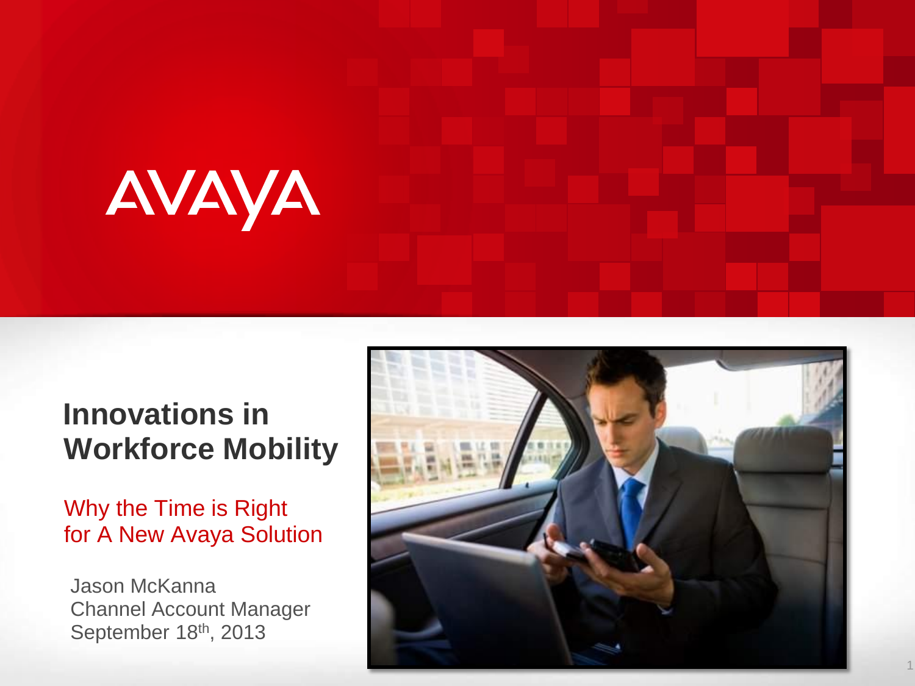AVAYA

# Innovations in Workforce Mobility

## Why the Time is Right for A New Avaya Solution

Jason McKanna
Channel Account Manager
September 18th, 2013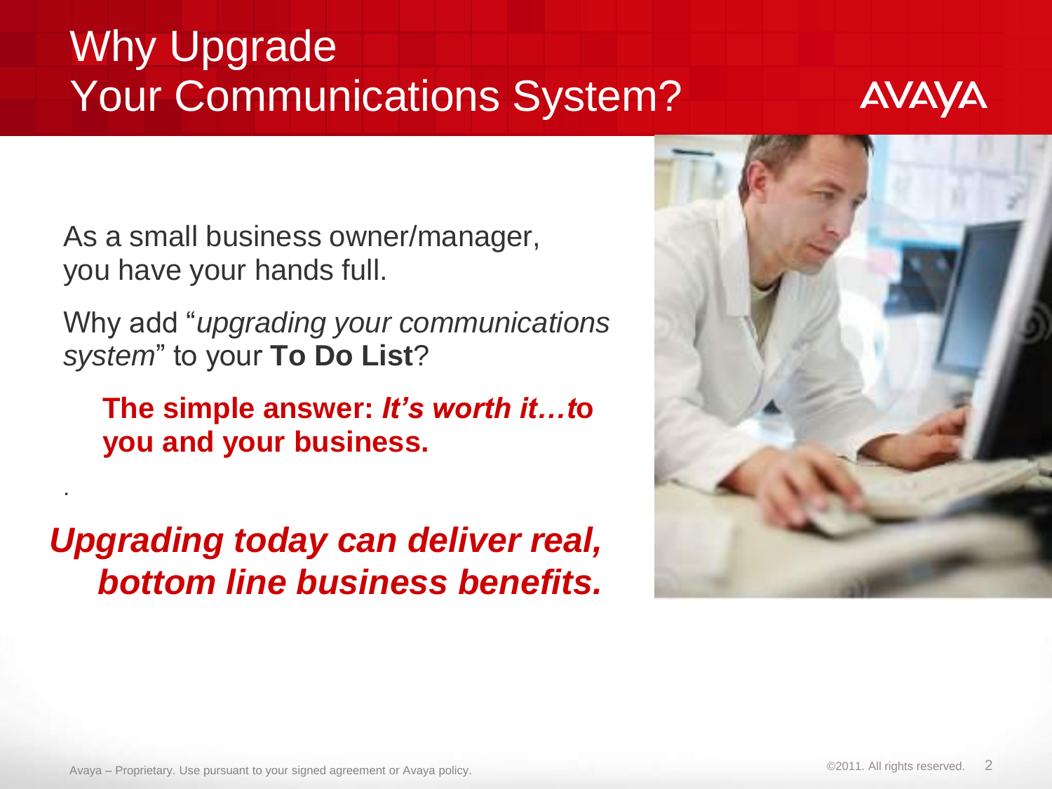# Why Upgrade Your Communications System?

As a small business owner/manager, you have your hands full.

Why add "*upgrading your communications system*" to your **To Do List**?

**The simple answer:** ***It's worth it…to you and your business.***

.

***Upgrading today can deliver real, bottom line business benefits.***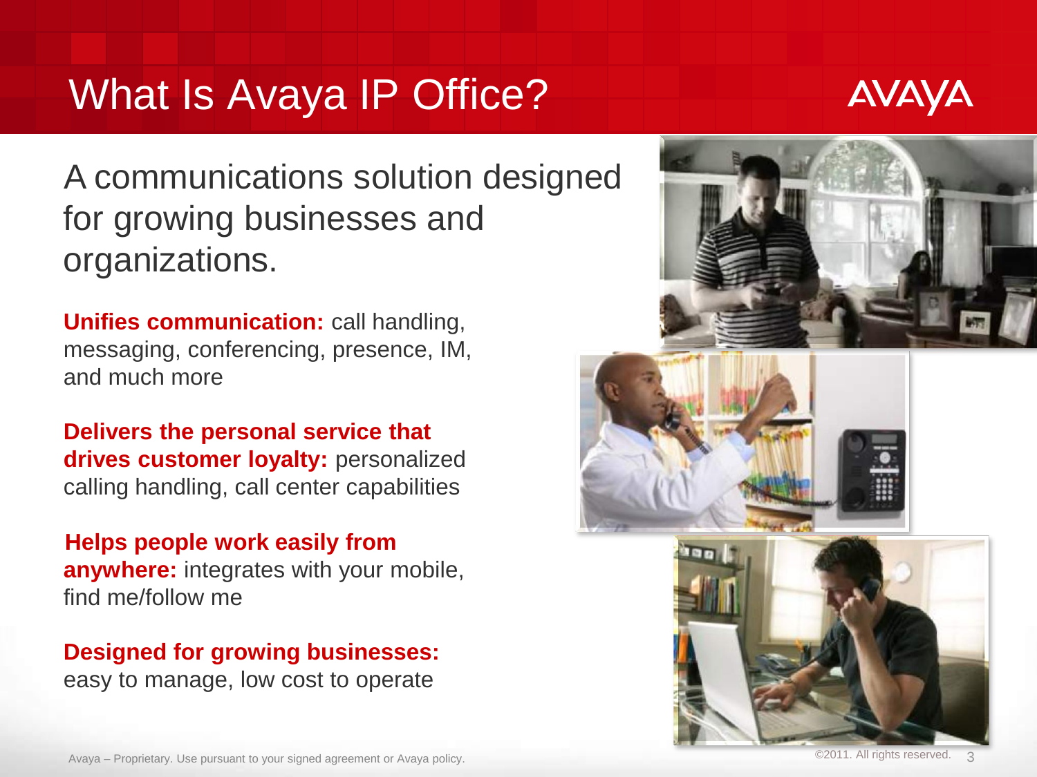# What Is Avaya IP Office?

A communications solution designed for growing businesses and organizations.

**Unifies communication:** call handling, messaging, conferencing, presence, IM, and much more

**Delivers the personal service that drives customer loyalty:** personalized calling handling, call center capabilities

**Helps people work easily from anywhere:** integrates with your mobile, find me/follow me

**Designed for growing businesses:** easy to manage, low cost to operate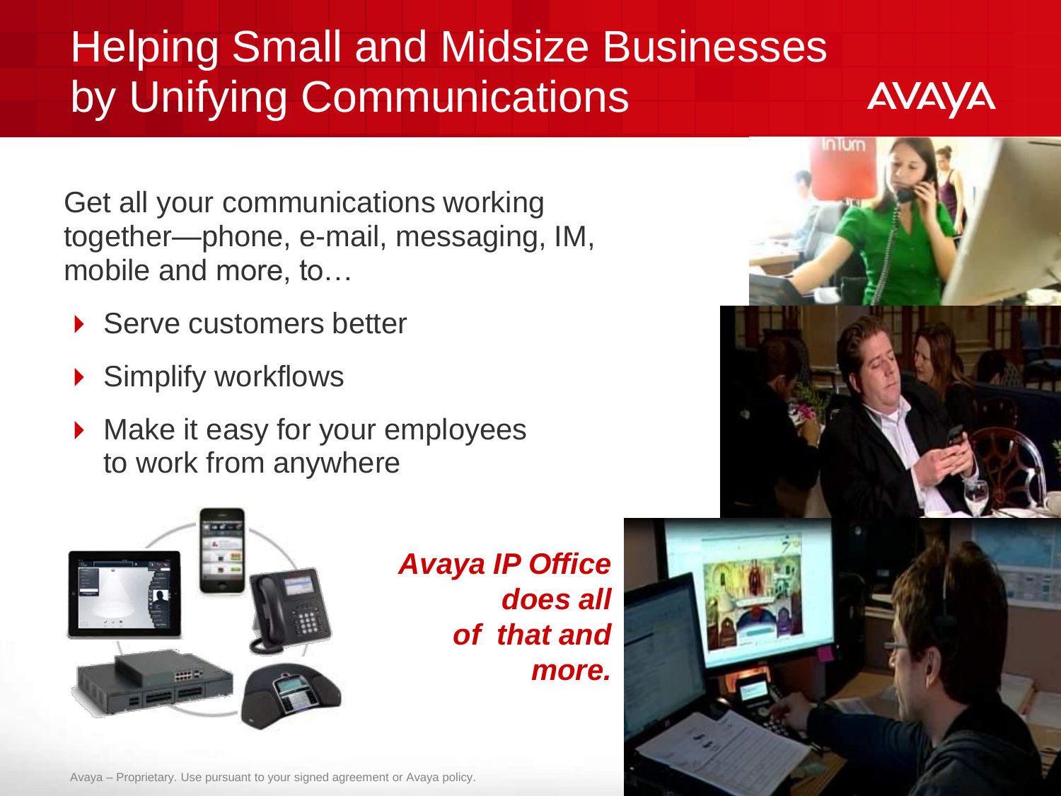# Helping Small and Midsize Businesses by Unifying Communications

Get all your communications working together—phone, e-mail, messaging, IM, mobile and more, to…

- Serve customers better
- Simplify workflows
- Make it easy for your employees to work from anywhere

***Avaya IP Office does all of that and more.***

Avaya – Proprietary. Use pursuant to your signed agreement or Avaya policy.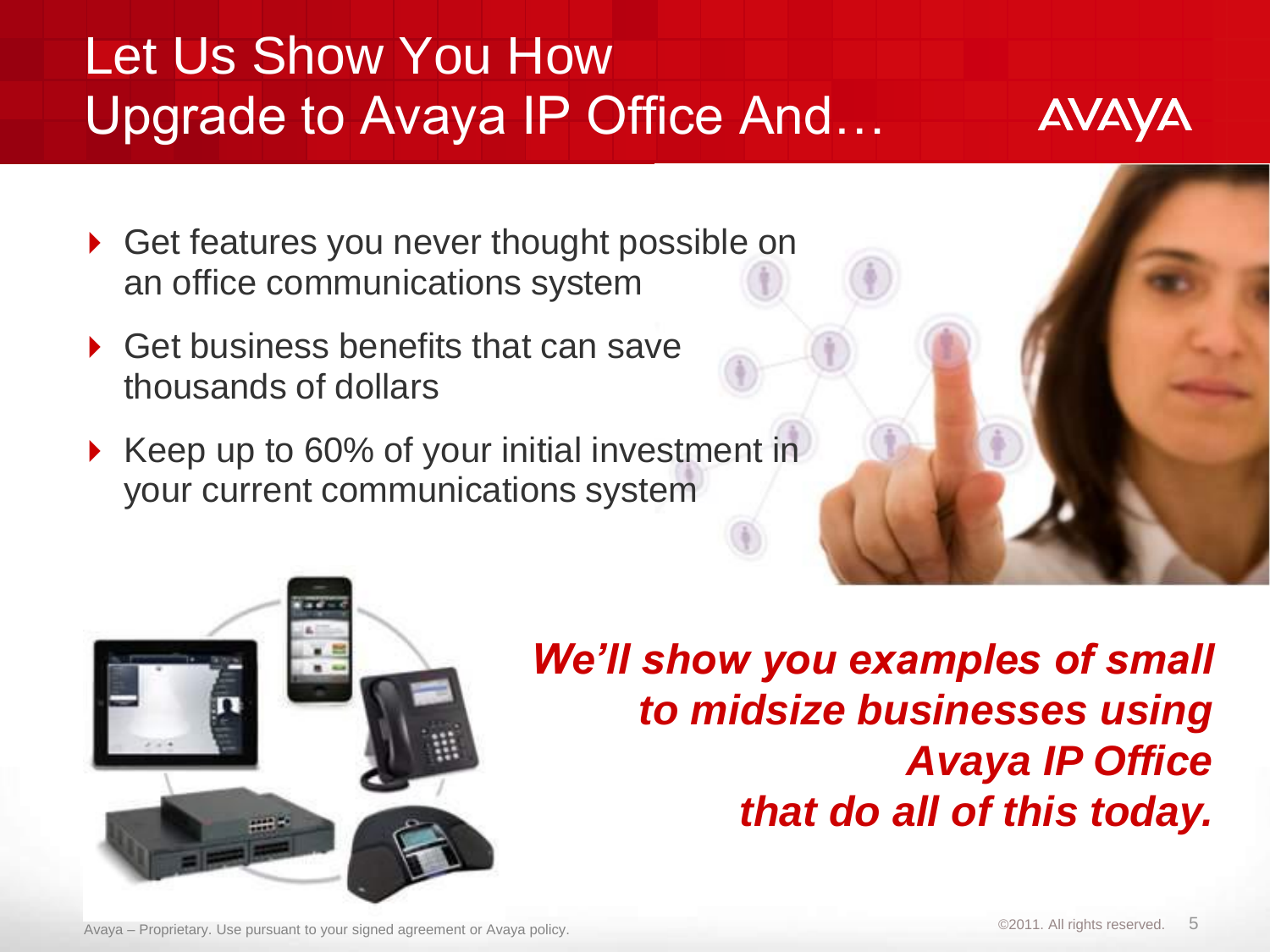# Let Us Show You How Upgrade to Avaya IP Office And…

- Get features you never thought possible on an office communications system
- Get business benefits that can save thousands of dollars
- Keep up to 60% of your initial investment in your current communications system

***We'll show you examples of small to midsize businesses using Avaya IP Office that do all of this today.***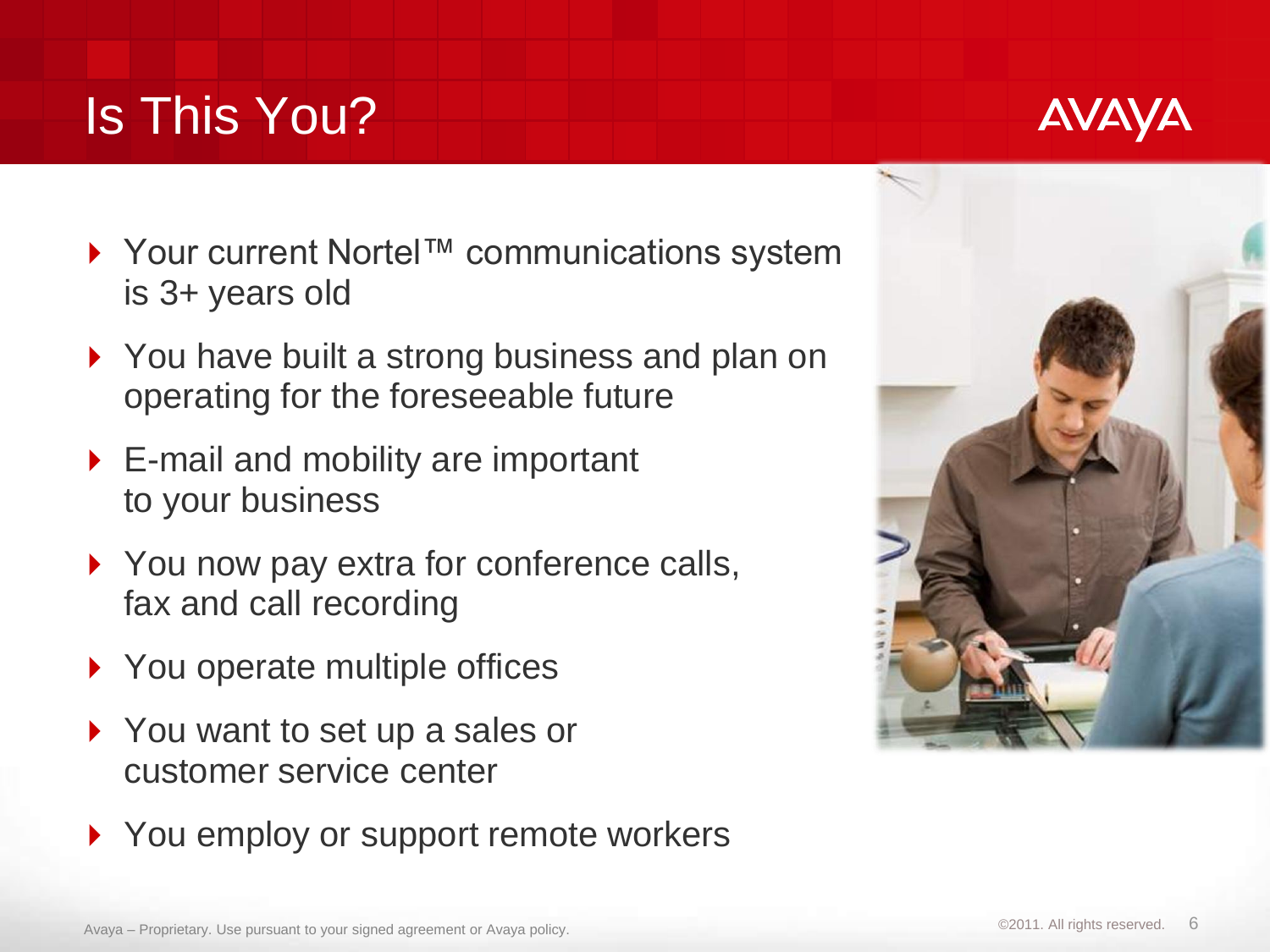# Is This You?

- Your current Nortel™ communications system is 3+ years old
- You have built a strong business and plan on operating for the foreseeable future
- E-mail and mobility are important to your business
- You now pay extra for conference calls, fax and call recording
- You operate multiple offices
- You want to set up a sales or customer service center
- You employ or support remote workers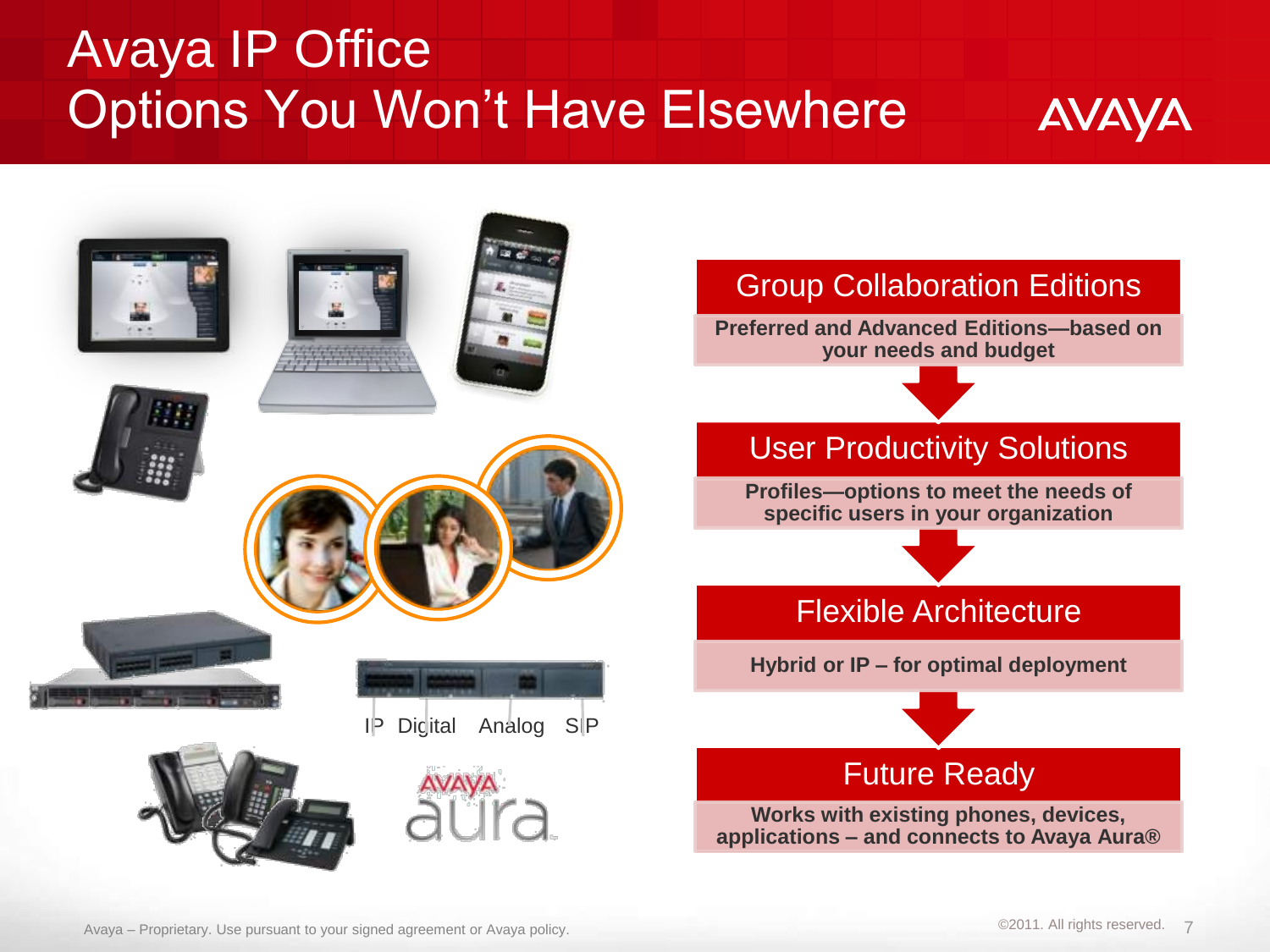# Avaya IP Office
# Options You Won't Have Elsewhere

IP Digital Analog SIP

## Group Collaboration Editions

**Preferred and Advanced Editions—based on your needs and budget**

## User Productivity Solutions

**Profiles—options to meet the needs of specific users in your organization**

## Flexible Architecture

**Hybrid or IP – for optimal deployment**

## Future Ready

**Works with existing phones, devices, applications – and connects to Avaya Aura®**

Avaya – Proprietary. Use pursuant to your signed agreement or Avaya policy.

©2011. All rights reserved.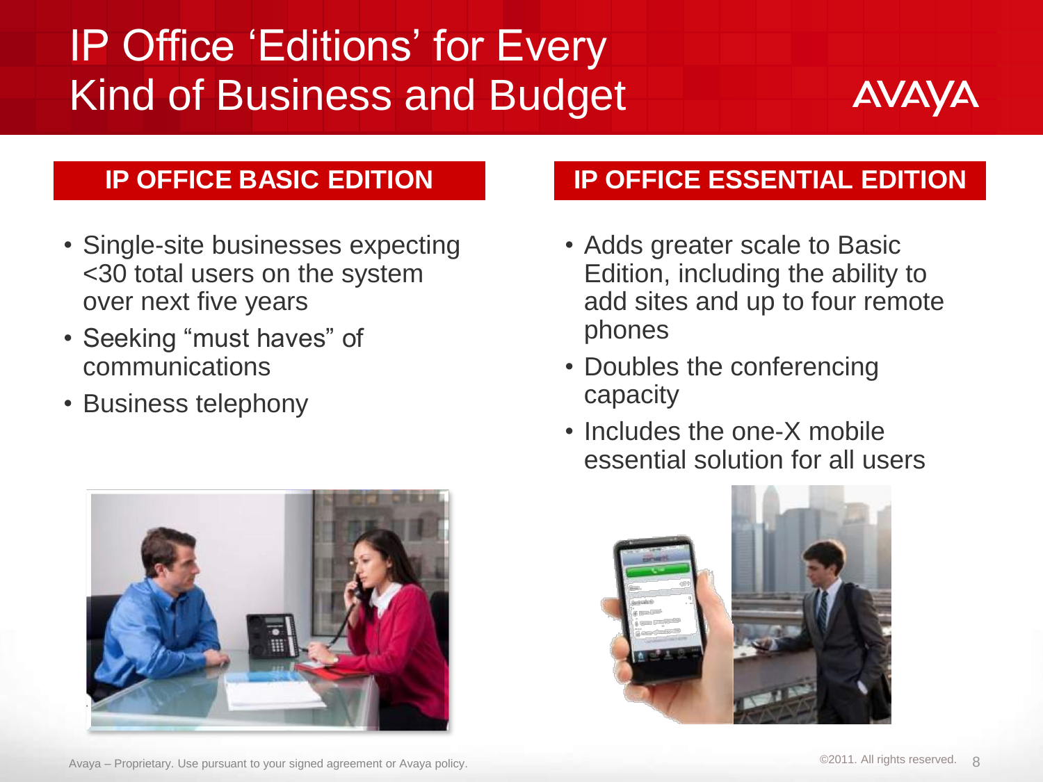# IP Office 'Editions' for Every Kind of Business and Budget

## IP OFFICE BASIC EDITION

- Single-site businesses expecting <30 total users on the system over next five years
- Seeking "must haves" of communications
- Business telephony

## IP OFFICE ESSENTIAL EDITION

- Adds greater scale to Basic Edition, including the ability to add sites and up to four remote phones
- Doubles the conferencing capacity
- Includes the one-X mobile essential solution for all users

Avaya – Proprietary. Use pursuant to your signed agreement or Avaya policy.

©2011. All rights reserved.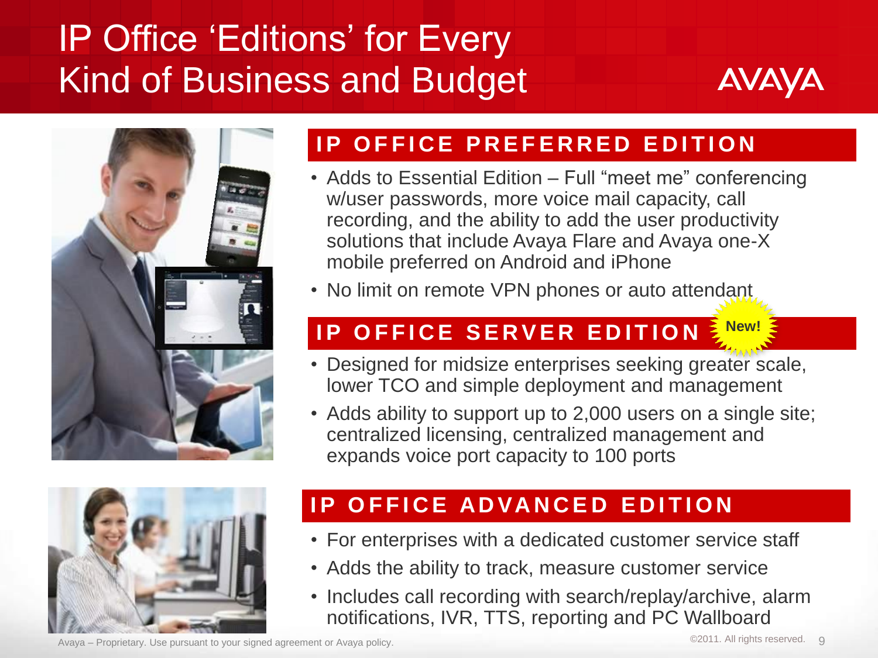# IP Office 'Editions' for Every Kind of Business and Budget

## IP OFFICE PREFERRED EDITION

- Adds to Essential Edition – Full "meet me" conferencing w/user passwords, more voice mail capacity, call recording, and the ability to add the user productivity solutions that include Avaya Flare and Avaya one-X mobile preferred on Android and iPhone
- No limit on remote VPN phones or auto attendant

## IP OFFICE SERVER EDITION

New!

- Designed for midsize enterprises seeking greater scale, lower TCO and simple deployment and management
- Adds ability to support up to 2,000 users on a single site; centralized licensing, centralized management and expands voice port capacity to 100 ports

## IP OFFICE ADVANCED EDITION

- For enterprises with a dedicated customer service staff
- Adds the ability to track, measure customer service
- Includes call recording with search/replay/archive, alarm notifications, IVR, TTS, reporting and PC Wallboard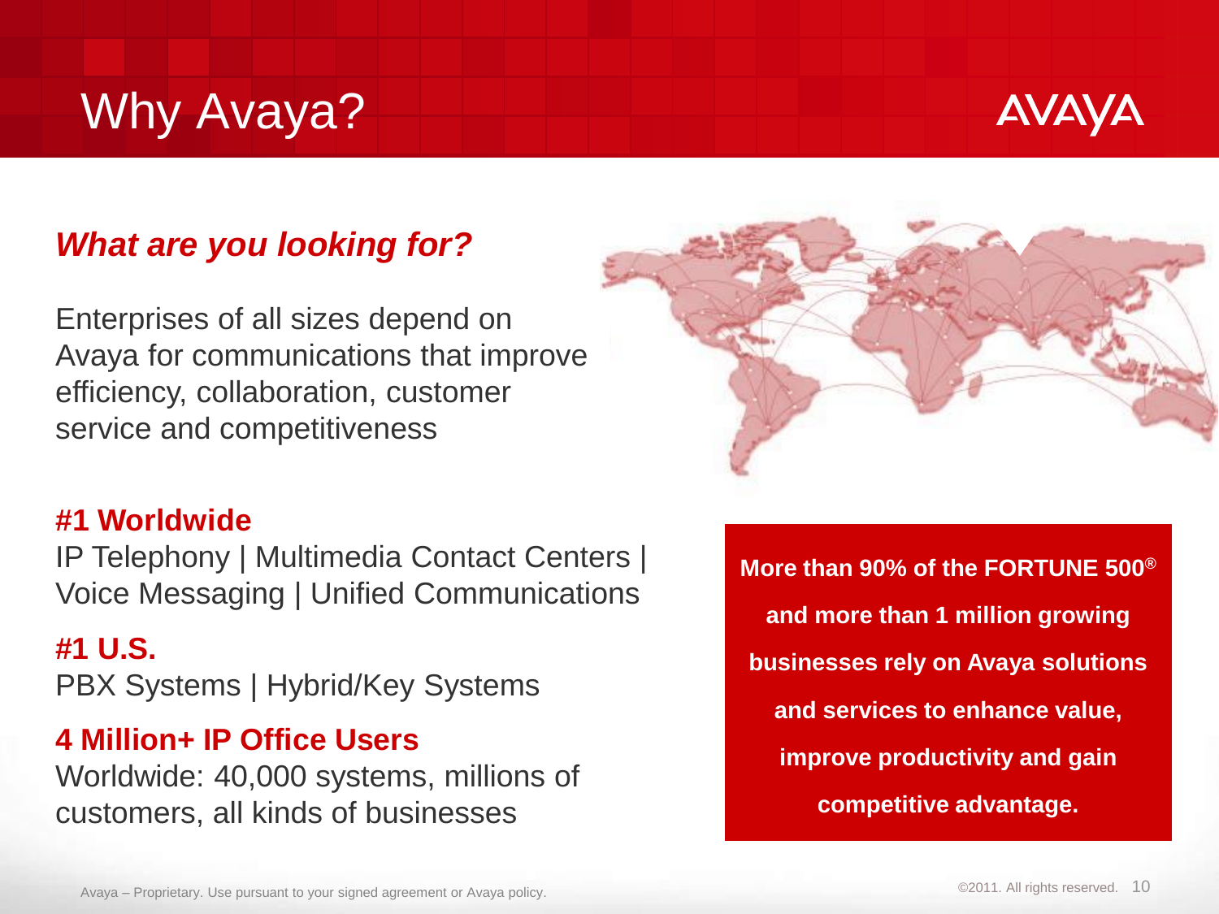# Why Avaya?

AVAYA

***What are you looking for?***

Enterprises of all sizes depend on Avaya for communications that improve efficiency, collaboration, customer service and competitiveness

**#1 Worldwide**
IP Telephony | Multimedia Contact Centers | Voice Messaging | Unified Communications

**#1 U.S.**
PBX Systems | Hybrid/Key Systems

**4 Million+ IP Office Users**
Worldwide: 40,000 systems, millions of customers, all kinds of businesses

**More than 90% of the FORTUNE 500® and more than 1 million growing businesses rely on Avaya solutions and services to enhance value, improve productivity and gain competitive advantage.**

Avaya – Proprietary. Use pursuant to your signed agreement or Avaya policy.

©2011. All rights reserved.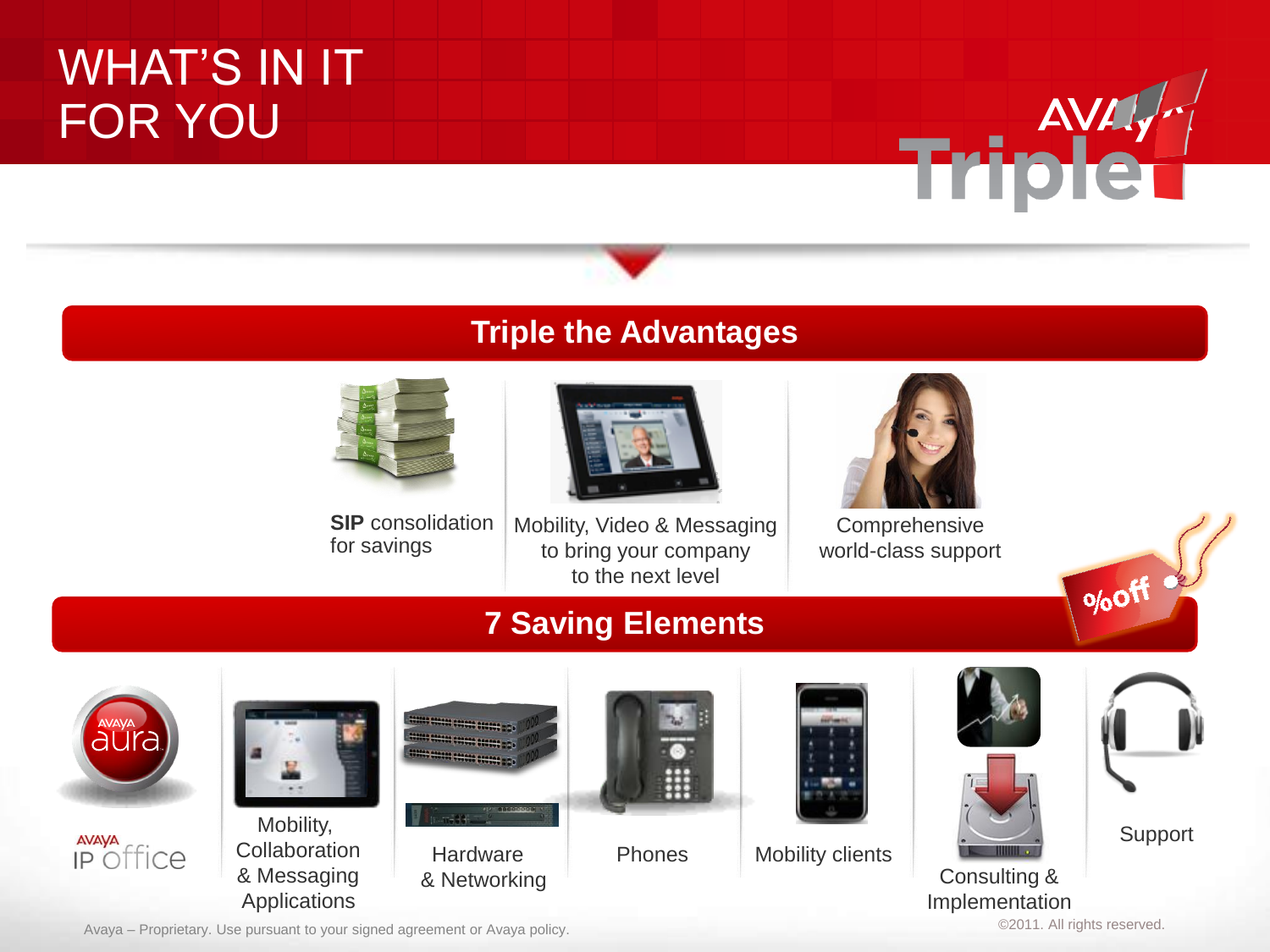# WHAT'S IN IT FOR YOU

## Triple the Advantages

**SIP** consolidation for savings

Mobility, Video & Messaging to bring your company to the next level

Comprehensive world-class support

## 7 Saving Elements

- AVAYA aura / AVAYA IP Office
- Mobility, Collaboration & Messaging Applications
- Hardware & Networking
- Phones
- Mobility clients
- Consulting & Implementation
- Support

Avaya – Proprietary. Use pursuant to your signed agreement or Avaya policy.

©2011. All rights reserved.